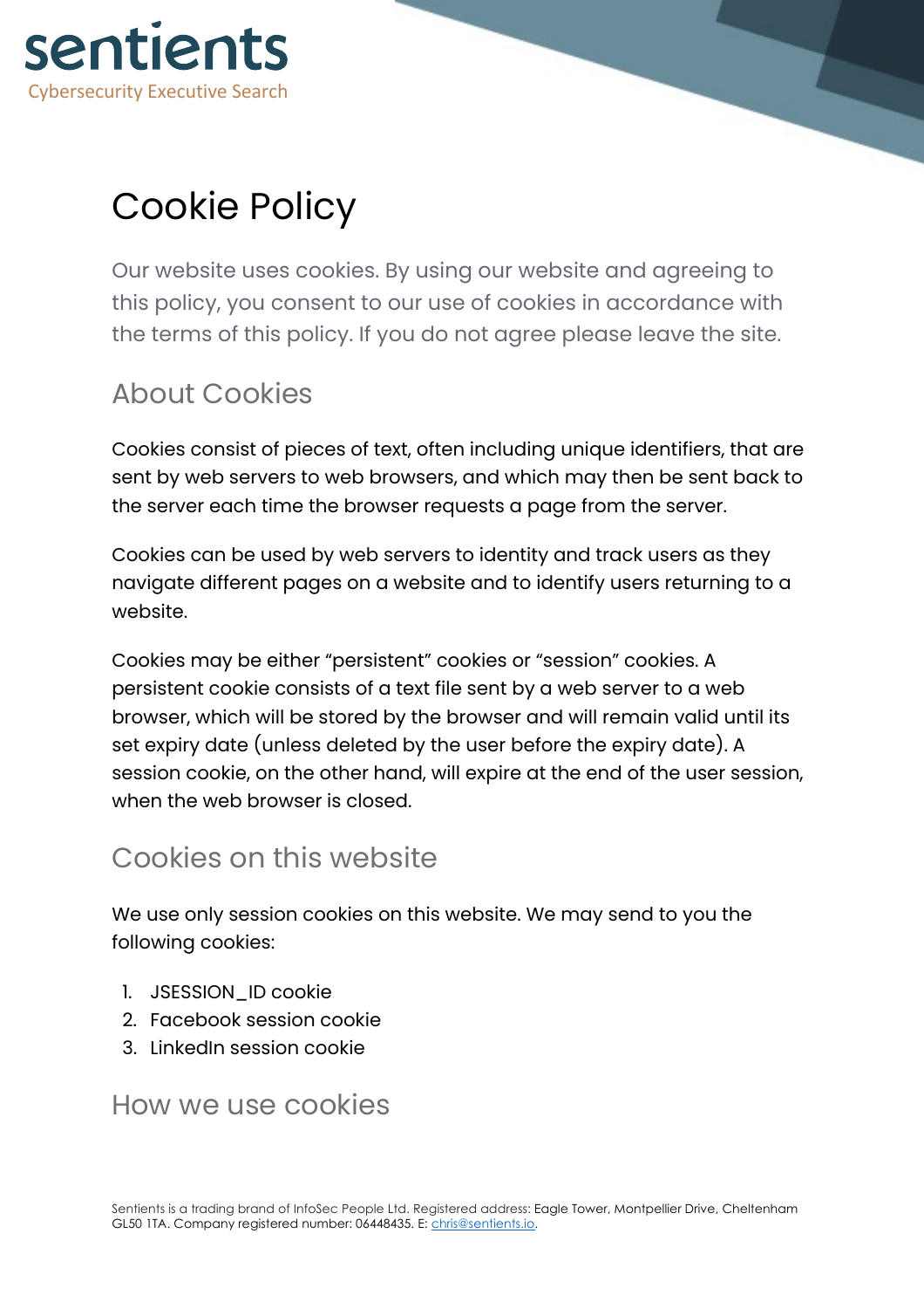sentients

Cybersecurity Executive Search

# Cookie Policy

Our website uses cookies. By using our website and agreeing to this policy, you consent to our use of cookies in accordance with the terms of this policy. If you do not agree please leave the site.

## About Cookies

Cookies consist of pieces of text, often including unique identifiers, that are sent by web servers to web browsers, and which may then be sent back to the server each time the browser requests a page from the server.

Cookies can be used by web servers to identity and track users as they navigate different pages on a website and to identify users returning to a website.

Cookies may be either "persistent" cookies or "session" cookies. A persistent cookie consists of a text file sent by a web server to a web browser, which will be stored by the browser and will remain valid until its set expiry date (unless deleted by the user before the expiry date). A session cookie, on the other hand, will expire at the end of the user session, when the web browser is closed.

## Cookies on this website

We use only session cookies on this website. We may send to you the following cookies:

1. JSESSION_ID cookie
2. Facebook session cookie
3. LinkedIn session cookie

## How we use cookies

Sentients is a trading brand of InfoSec People Ltd. Registered address: Eagle Tower, Montpellier Drive, Cheltenham GL50 1TA. Company registered number: 06448435. E: chris@sentients.io.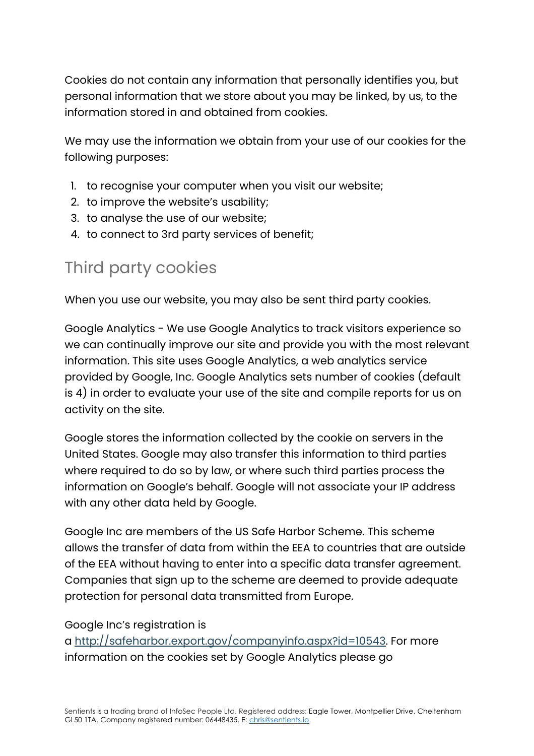Cookies do not contain any information that personally identifies you, but personal information that we store about you may be linked, by us, to the information stored in and obtained from cookies.

We may use the information we obtain from your use of our cookies for the following purposes:

1. to recognise your computer when you visit our website;
2. to improve the website's usability;
3. to analyse the use of our website;
4. to connect to 3rd party services of benefit;

## Third party cookies

When you use our website, you may also be sent third party cookies.

Google Analytics - We use Google Analytics to track visitors experience so we can continually improve our site and provide you with the most relevant information. This site uses Google Analytics, a web analytics service provided by Google, Inc. Google Analytics sets number of cookies (default is 4) in order to evaluate your use of the site and compile reports for us on activity on the site.

Google stores the information collected by the cookie on servers in the United States. Google may also transfer this information to third parties where required to do so by law, or where such third parties process the information on Google's behalf. Google will not associate your IP address with any other data held by Google.

Google Inc are members of the US Safe Harbor Scheme. This scheme allows the transfer of data from within the EEA to countries that are outside of the EEA without having to enter into a specific data transfer agreement. Companies that sign up to the scheme are deemed to provide adequate protection for personal data transmitted from Europe.

Google Inc's registration is a [http://safeharbor.export.gov/companyinfo.aspx?id=10543](http://safeharbor.export.gov/companyinfo.aspx?id=10543). For more information on the cookies set by Google Analytics please go

Sentients is a trading brand of InfoSec People Ltd. Registered address: Eagle Tower, Montpellier Drive, Cheltenham GL50 1TA. Company registered number: 06448435. E: chris@sentients.io.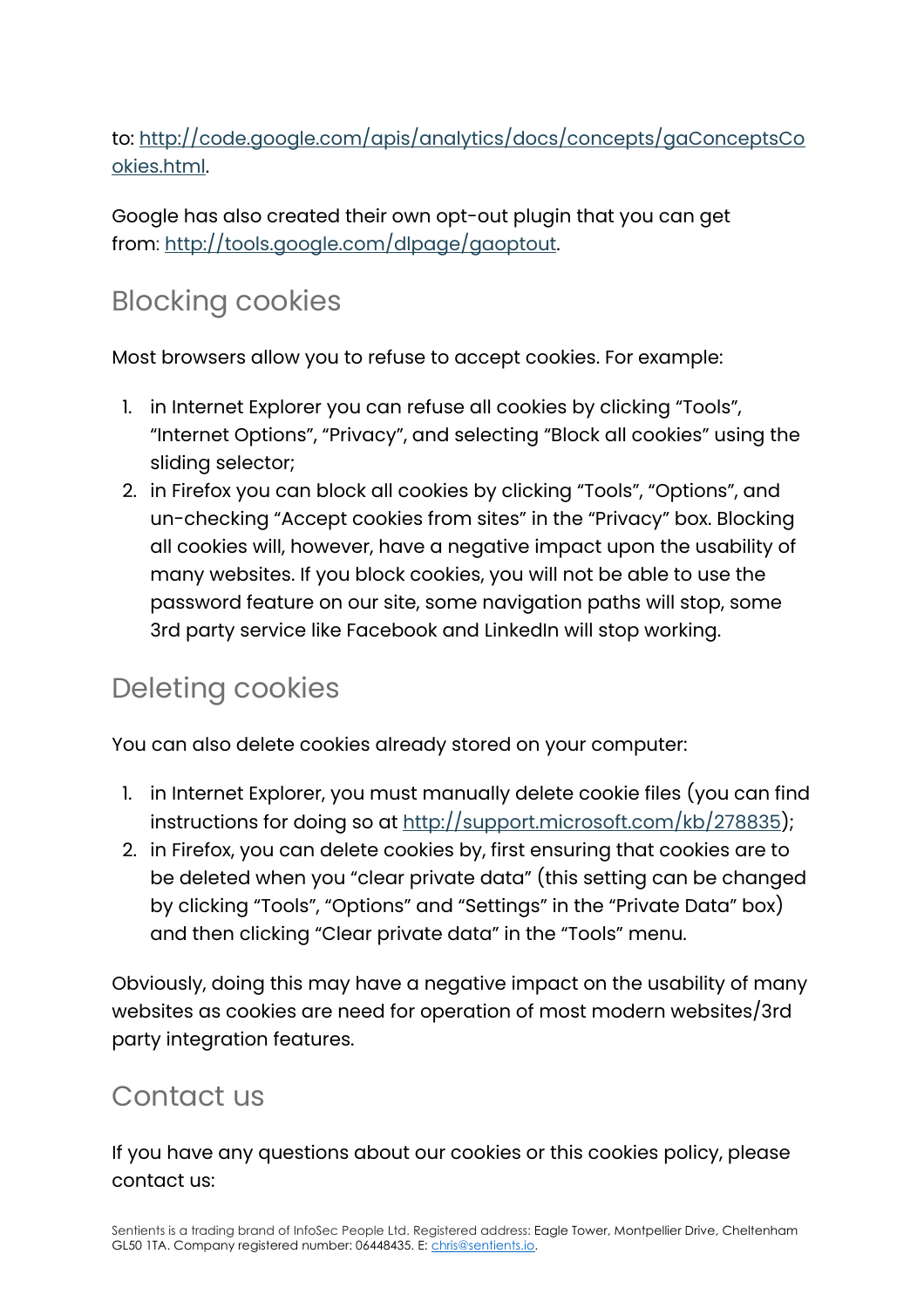to: [http://code.google.com/apis/analytics/docs/concepts/gaConceptsCookies.html](http://code.google.com/apis/analytics/docs/concepts/gaConceptsCookies.html).

Google has also created their own opt-out plugin that you can get from: [http://tools.google.com/dlpage/gaoptout](http://tools.google.com/dlpage/gaoptout).

## Blocking cookies

Most browsers allow you to refuse to accept cookies. For example:

1. in Internet Explorer you can refuse all cookies by clicking "Tools", "Internet Options", "Privacy", and selecting "Block all cookies" using the sliding selector;
2. in Firefox you can block all cookies by clicking "Tools", "Options", and un-checking "Accept cookies from sites" in the "Privacy" box. Blocking all cookies will, however, have a negative impact upon the usability of many websites. If you block cookies, you will not be able to use the password feature on our site, some navigation paths will stop, some 3rd party service like Facebook and LinkedIn will stop working.

## Deleting cookies

You can also delete cookies already stored on your computer:

1. in Internet Explorer, you must manually delete cookie files (you can find instructions for doing so at [http://support.microsoft.com/kb/278835](http://support.microsoft.com/kb/278835));
2. in Firefox, you can delete cookies by, first ensuring that cookies are to be deleted when you "clear private data" (this setting can be changed by clicking "Tools", "Options" and "Settings" in the "Private Data" box) and then clicking "Clear private data" in the "Tools" menu.

Obviously, doing this may have a negative impact on the usability of many websites as cookies are need for operation of most modern websites/3rd party integration features.

## Contact us

If you have any questions about our cookies or this cookies policy, please contact us: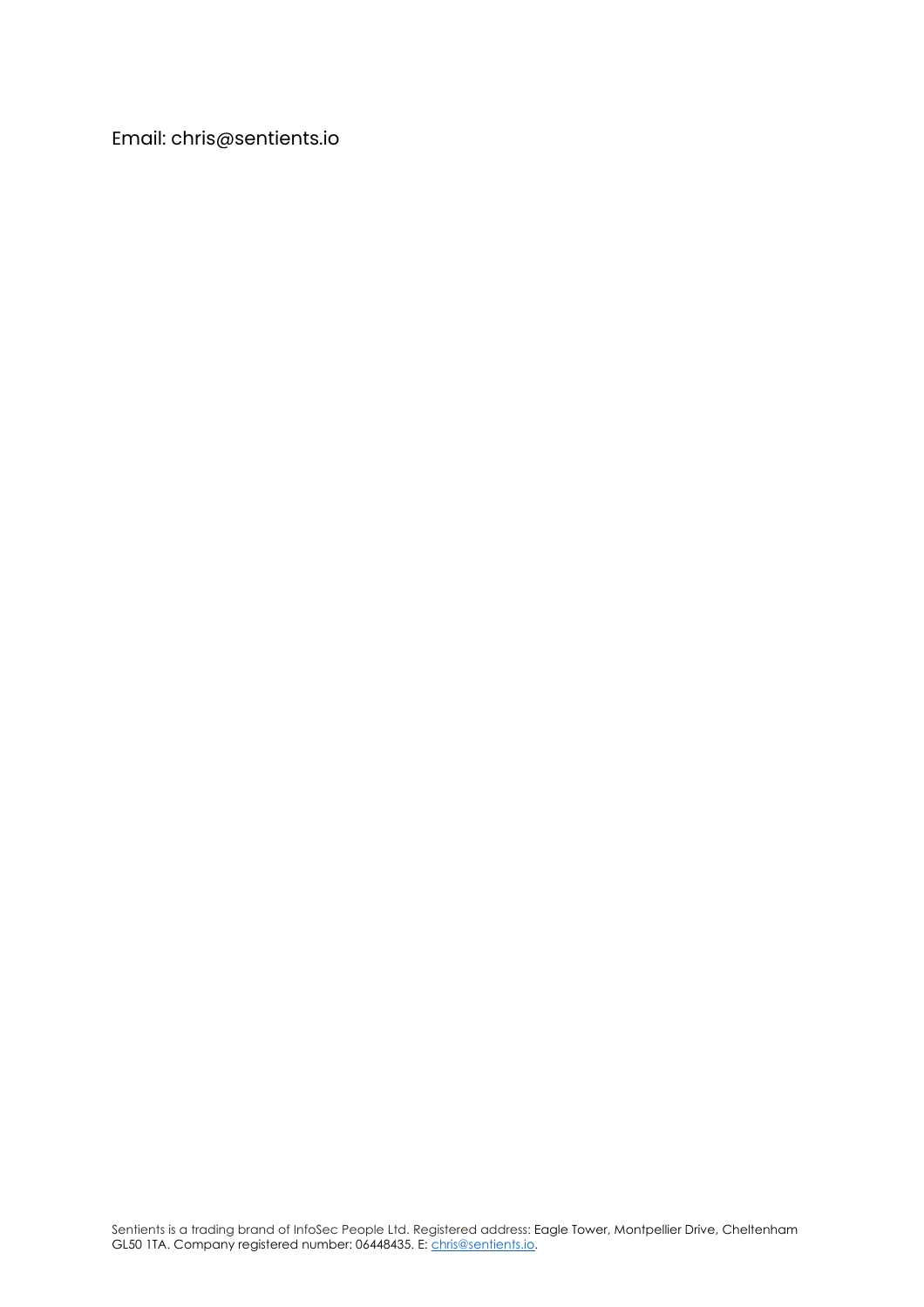Email: chris@sentients.io